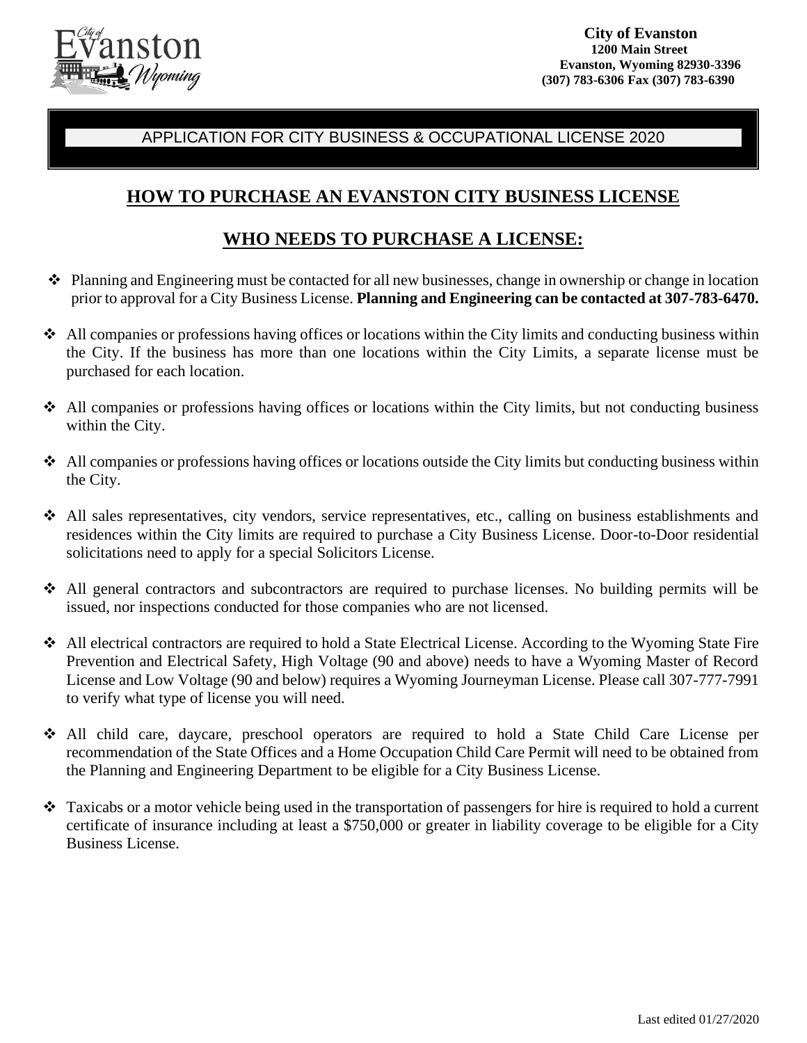City of Evanston
1200 Main Street
Evanston, Wyoming 82930-3396
(307) 783-6306 Fax (307) 783-6390

APPLICATION FOR CITY BUSINESS & OCCUPATIONAL LICENSE 2020

# HOW TO PURCHASE AN EVANSTON CITY BUSINESS LICENSE

## WHO NEEDS TO PURCHASE A LICENSE:

- Planning and Engineering must be contacted for all new businesses, change in ownership or change in location prior to approval for a City Business License. **Planning and Engineering can be contacted at 307-783-6470.**
- All companies or professions having offices or locations within the City limits and conducting business within the City. If the business has more than one locations within the City Limits, a separate license must be purchased for each location.
- All companies or professions having offices or locations within the City limits, but not conducting business within the City.
- All companies or professions having offices or locations outside the City limits but conducting business within the City.
- All sales representatives, city vendors, service representatives, etc., calling on business establishments and residences within the City limits are required to purchase a City Business License. Door-to-Door residential solicitations need to apply for a special Solicitors License.
- All general contractors and subcontractors are required to purchase licenses. No building permits will be issued, nor inspections conducted for those companies who are not licensed.
- All electrical contractors are required to hold a State Electrical License. According to the Wyoming State Fire Prevention and Electrical Safety, High Voltage (90 and above) needs to have a Wyoming Master of Record License and Low Voltage (90 and below) requires a Wyoming Journeyman License. Please call 307-777-7991 to verify what type of license you will need.
- All child care, daycare, preschool operators are required to hold a State Child Care License per recommendation of the State Offices and a Home Occupation Child Care Permit will need to be obtained from the Planning and Engineering Department to be eligible for a City Business License.
- Taxicabs or a motor vehicle being used in the transportation of passengers for hire is required to hold a current certificate of insurance including at least a $750,000 or greater in liability coverage to be eligible for a City Business License.

Last edited 01/27/2020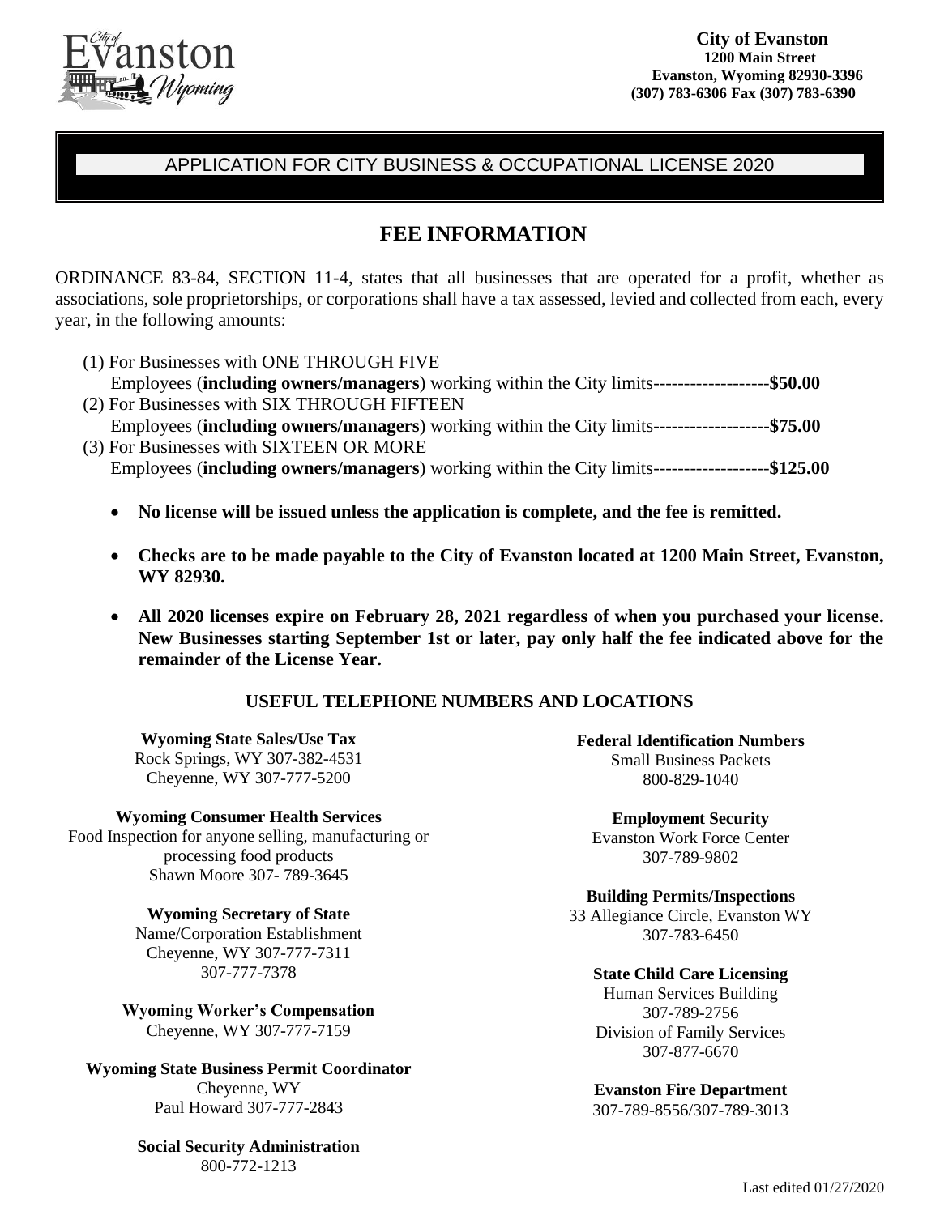City of Evanston
1200 Main Street
Evanston, Wyoming 82930-3396
(307) 783-6306 Fax (307) 783-6390

## APPLICATION FOR CITY BUSINESS & OCCUPATIONAL LICENSE 2020

# FEE INFORMATION

ORDINANCE 83-84, SECTION 11-4, states that all businesses that are operated for a profit, whether as associations, sole proprietorships, or corporations shall have a tax assessed, levied and collected from each, every year, in the following amounts:

(1) For Businesses with ONE THROUGH FIVE
Employees (**including owners/managers**) working within the City limits-------------------**$50.00**

(2) For Businesses with SIX THROUGH FIFTEEN
Employees (**including owners/managers**) working within the City limits-------------------**$75.00**

(3) For Businesses with SIXTEEN OR MORE
Employees (**including owners/managers**) working within the City limits-------------------**$125.00**

- **No license will be issued unless the application is complete, and the fee is remitted.**
- **Checks are to be made payable to the City of Evanston located at 1200 Main Street, Evanston, WY 82930.**
- **All 2020 licenses expire on February 28, 2021 regardless of when you purchased your license. New Businesses starting September 1st or later, pay only half the fee indicated above for the remainder of the License Year.**

### USEFUL TELEPHONE NUMBERS AND LOCATIONS

**Wyoming State Sales/Use Tax**
Rock Springs, WY 307-382-4531
Cheyenne, WY 307-777-5200

**Wyoming Consumer Health Services**
Food Inspection for anyone selling, manufacturing or processing food products
Shawn Moore 307- 789-3645

**Wyoming Secretary of State**
Name/Corporation Establishment
Cheyenne, WY 307-777-7311
307-777-7378

**Wyoming Worker's Compensation**
Cheyenne, WY 307-777-7159

**Wyoming State Business Permit Coordinator**
Cheyenne, WY
Paul Howard 307-777-2843

**Social Security Administration**
800-772-1213

**Federal Identification Numbers**
Small Business Packets
800-829-1040

**Employment Security**
Evanston Work Force Center
307-789-9802

**Building Permits/Inspections**
33 Allegiance Circle, Evanston WY
307-783-6450

**State Child Care Licensing**
Human Services Building
307-789-2756
Division of Family Services
307-877-6670

**Evanston Fire Department**
307-789-8556/307-789-3013

Last edited 01/27/2020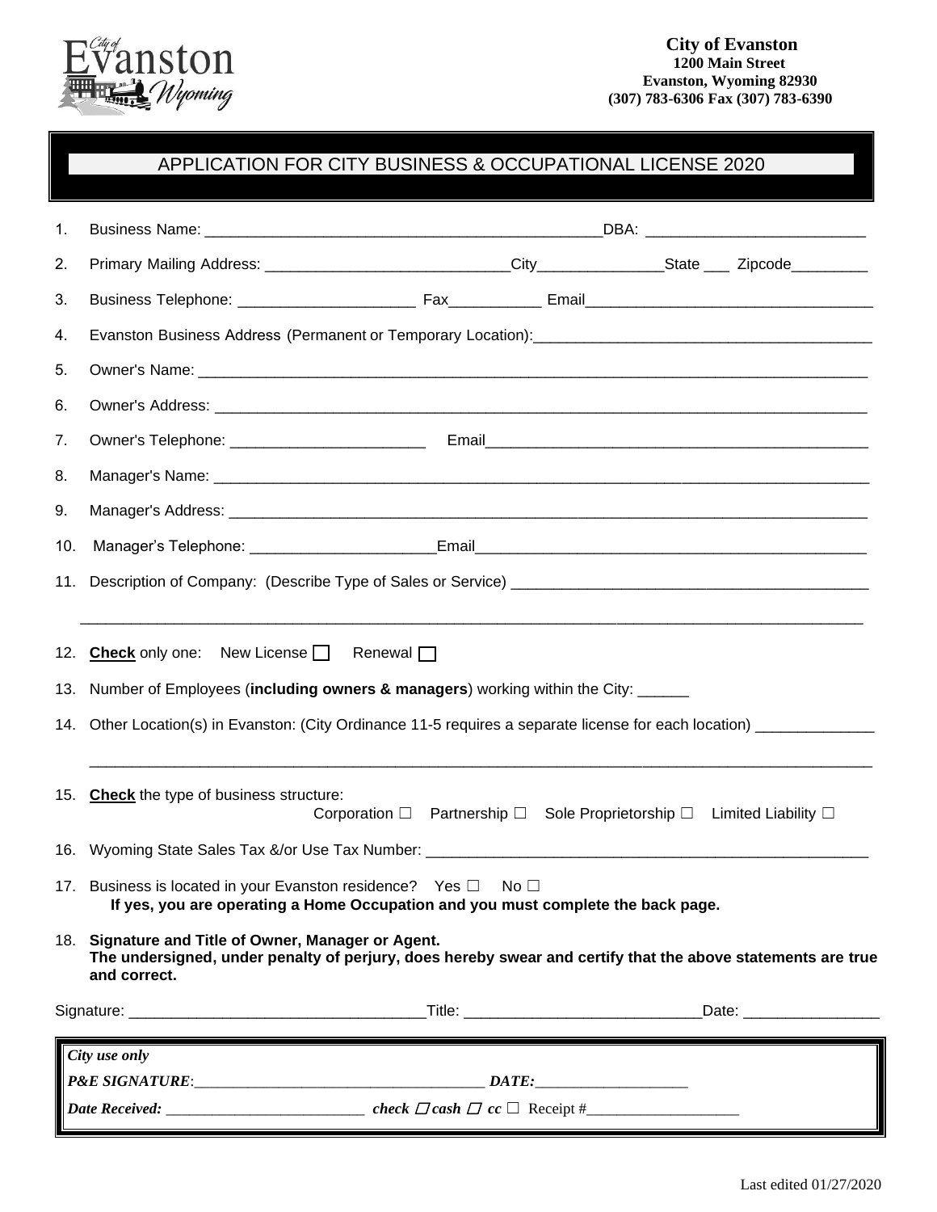**City of Evanston**
**1200 Main Street**
**Evanston, Wyoming 82930**
**(307) 783-6306 Fax (307) 783-6390**

## APPLICATION FOR CITY BUSINESS & OCCUPATIONAL LICENSE 2020

1. Business Name: ______________________________________________DBA: _________________________
2. Primary Mailing Address: ____________________________City______________State ___ Zipcode_________
3. Business Telephone: ____________________ Fax__________ Email_________________________________
4. Evanston Business Address (Permanent or Temporary Location):_______________________________________
5. Owner's Name: ______________________________________________________________________________
6. Owner's Address: ____________________________________________________________________________
7. Owner's Telephone: ______________________ Email_____________________________________________
8. Manager's Name: _____________________________________________________________________________
9. Manager's Address: ___________________________________________________________________________
10. Manager's Telephone: _____________________Email______________________________________________
11. Description of Company: (Describe Type of Sales or Service) __________________________________________

    ________________________________________________________________________________________________
12. **Check** only one: New License ☐ Renewal ☐
13. Number of Employees (**including owners & managers**) working within the City: ______
14. Other Location(s) in Evanston: (City Ordinance 11-5 requires a separate license for each location) _____________

    ________________________________________________________________________________________________
15. **Check** the type of business structure:
    Corporation ☐ Partnership ☐ Sole Proprietorship ☐ Limited Liability ☐
16. Wyoming State Sales Tax &/or Use Tax Number: _____________________________________________________
17. Business is located in your Evanston residence? Yes ☐ No ☐
    **If yes, you are operating a Home Occupation and you must complete the back page.**
18. **Signature and Title of Owner, Manager or Agent.**
    **The undersigned, under penalty of perjury, does hereby swear and certify that the above statements are true and correct.**

Signature: _________________________________Title: ___________________________Date: ________________

*City use only*

***P&E SIGNATURE***:____________________________________ ***DATE:***___________________

***Date Received:*** _________________________ ***check*** ☐ ***cash*** ☐ ***cc*** ☐ Receipt #____________________

Last edited 01/27/2020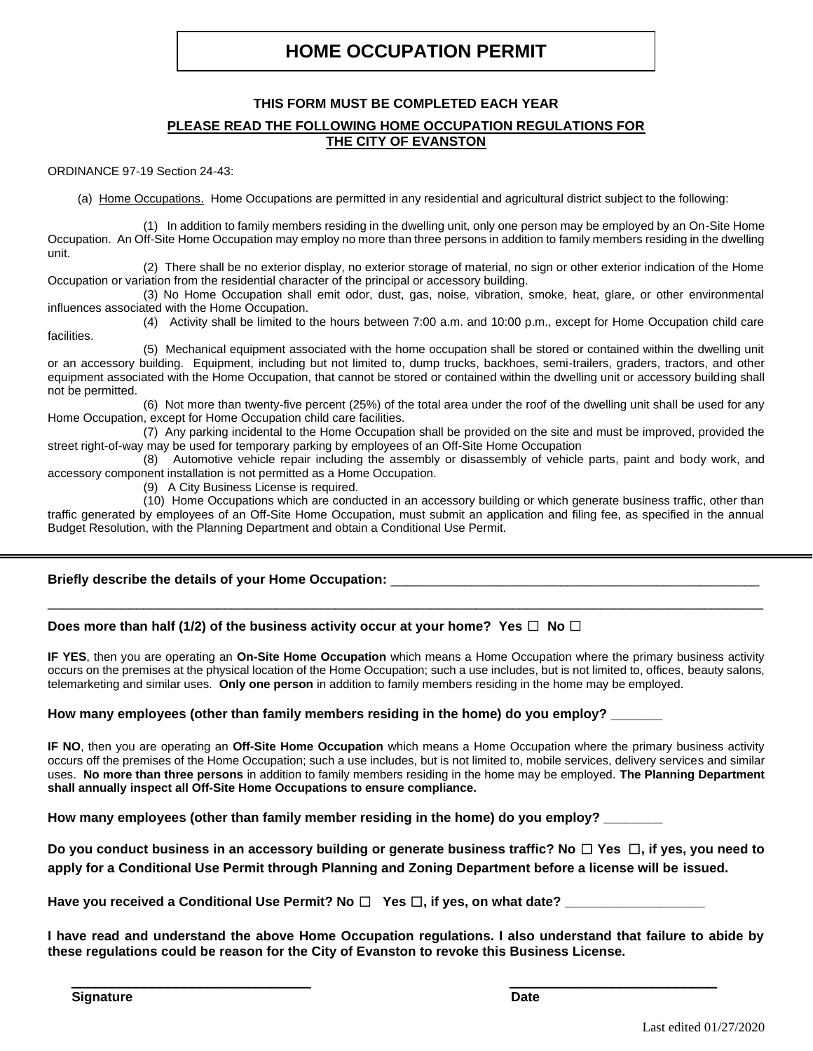# HOME OCCUPATION PERMIT

**THIS FORM MUST BE COMPLETED EACH YEAR**

**PLEASE READ THE FOLLOWING HOME OCCUPATION REGULATIONS FOR THE CITY OF EVANSTON**

ORDINANCE 97-19 Section 24-43:

(a) Home Occupations. Home Occupations are permitted in any residential and agricultural district subject to the following:

(1) In addition to family members residing in the dwelling unit, only one person may be employed by an On-Site Home Occupation. An Off-Site Home Occupation may employ no more than three persons in addition to family members residing in the dwelling unit.

(2) There shall be no exterior display, no exterior storage of material, no sign or other exterior indication of the Home Occupation or variation from the residential character of the principal or accessory building.

(3) No Home Occupation shall emit odor, dust, gas, noise, vibration, smoke, heat, glare, or other environmental influences associated with the Home Occupation.

(4) Activity shall be limited to the hours between 7:00 a.m. and 10:00 p.m., except for Home Occupation child care facilities.

(5) Mechanical equipment associated with the home occupation shall be stored or contained within the dwelling unit or an accessory building. Equipment, including but not limited to, dump trucks, backhoes, semi-trailers, graders, tractors, and other equipment associated with the Home Occupation, that cannot be stored or contained within the dwelling unit or accessory building shall not be permitted.

(6) Not more than twenty-five percent (25%) of the total area under the roof of the dwelling unit shall be used for any Home Occupation, except for Home Occupation child care facilities.

(7) Any parking incidental to the Home Occupation shall be provided on the site and must be improved, provided the street right-of-way may be used for temporary parking by employees of an Off-Site Home Occupation

(8) Automotive vehicle repair including the assembly or disassembly of vehicle parts, paint and body work, and accessory component installation is not permitted as a Home Occupation.

(9) A City Business License is required.

(10) Home Occupations which are conducted in an accessory building or which generate business traffic, other than traffic generated by employees of an Off-Site Home Occupation, must submit an application and filing fee, as specified in the annual Budget Resolution, with the Planning Department and obtain a Conditional Use Permit.

---

**Briefly describe the details of your Home Occupation:** ____________________________________________________

______________________________________________________________________________________________

**Does more than half (1/2) of the business activity occur at your home? Yes ☐ No ☐**

**IF YES**, then you are operating an **On-Site Home Occupation** which means a Home Occupation where the primary business activity occurs on the premises at the physical location of the Home Occupation; such a use includes, but is not limited to, offices, beauty salons, telemarketing and similar uses. **Only one person** in addition to family members residing in the home may be employed.

**How many employees (other than family members residing in the home) do you employ?** _______

**IF NO**, then you are operating an **Off-Site Home Occupation** which means a Home Occupation where the primary business activity occurs off the premises of the Home Occupation; such a use includes, but is not limited to, mobile services, delivery services and similar uses. **No more than three persons** in addition to family members residing in the home may be employed. **The Planning Department shall annually inspect all Off-Site Home Occupations to ensure compliance.**

**How many employees (other than family member residing in the home) do you employ?** ________

**Do you conduct business in an accessory building or generate business traffic? No ☐ Yes ☐, if yes, you need to apply for a Conditional Use Permit through Planning and Zoning Department before a license will be issued.**

**Have you received a Conditional Use Permit? No ☐ Yes ☐, if yes, on what date?** ___________________

**I have read and understand the above Home Occupation regulations. I also understand that failure to abide by these regulations could be reason for the City of Evanston to revoke this Business License.**

________________________________ ____________________________

**Signature** **Date**

Last edited 01/27/2020